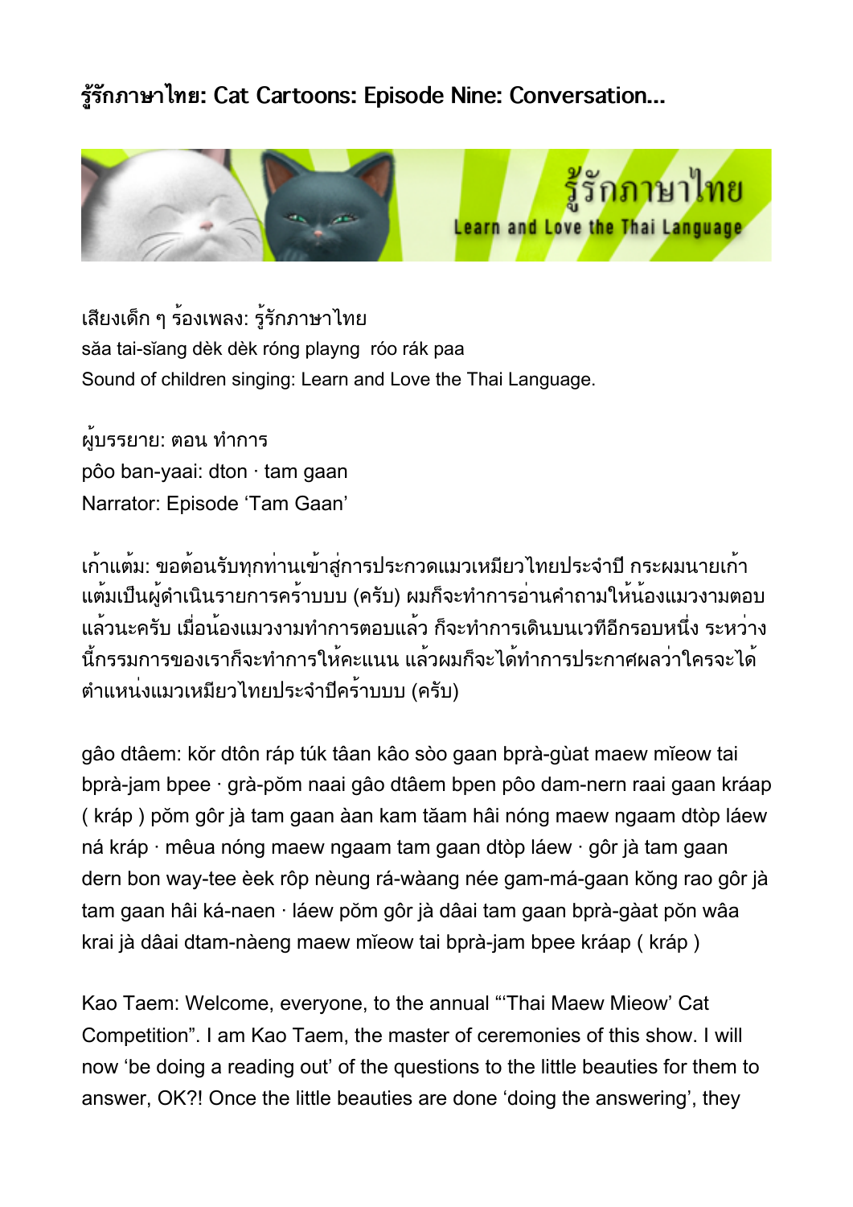# รู้รักภาษาไทย: Cat Cartoons: Episode Nine: Conversation...

เสียงเด็ก ๆ ร้องเพลง: รู้รักภาษาไทย
sǎa tai-sǐang dèk dèk róng playng  róo rák paa
Sound of children singing: Learn and Love the Thai Language.

ผู้บรรยาย: ตอน ทำการ
pôo ban-yaai: dton · tam gaan
Narrator: Episode 'Tam Gaan'

เก้าแต้ม: ขอต้อนรับทุกท่านเข้าสู่การประกวดแมวเหมียวไทยประจำปี กระผมนายเก้าแต้มเป็นผู้ดำเนินรายการคร้าบบบ (ครับ) ผมก็จะทำการอ่านคำถามให้น้องแมวงามตอบแล้วนะครับ เมื่อน้องแมวงามทำการตอบแล้ว ก็จะทำการเดินบนเวทีอีกรอบหนึ่ง ระหว่างนี้กรรมการของเราก็จะทำการให้คะแนน แล้วผมก็จะได้ทำการประกาศผลว่าใครจะได้ตำแหน่งแมวเหมียวไทยประจำปีคร้าบบบ (ครับ)

gâo dtâem: kǒr dtôn ráp túk tâan kâo sòo gaan bprà-gùat maew mǐeow tai bprà-jam bpee · grà-pǒm naai gâo dtâem bpen pôo dam-nern raai gaan kráap ( kráp ) pǒm gôr jà tam gaan àan kam tǎam hâi nóng maew ngaam dtòp láew ná kráp · mêua nóng maew ngaam tam gaan dtòp láew · gôr jà tam gaan dern bon way-tee èek rôp nèung rá-wàang née gam-má-gaan kǒng rao gôr jà tam gaan hâi ká-naen · láew pǒm gôr jà dâai tam gaan bprà-gàat pǒn wâa krai jà dâai dtam-nàeng maew mǐeow tai bprà-jam bpee kráap ( kráp )

Kao Taem: Welcome, everyone, to the annual "'Thai Maew Mieow' Cat Competition". I am Kao Taem, the master of ceremonies of this show. I will now 'be doing a reading out' of the questions to the little beauties for them to answer, OK?! Once the little beauties are done 'doing the answering', they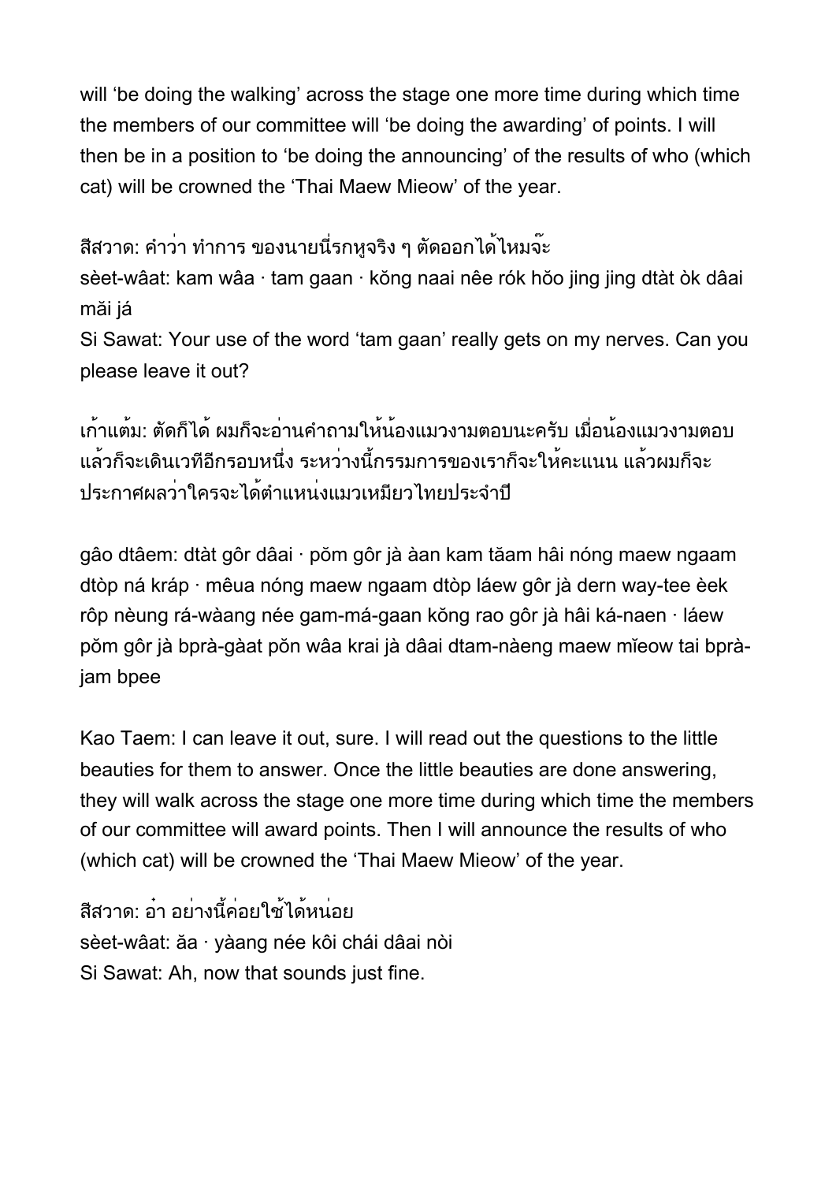will ‘be doing the walking’ across the stage one more time during which time the members of our committee will ‘be doing the awarding’ of points. I will then be in a position to ‘be doing the announcing’ of the results of who (which cat) will be crowned the ‘Thai Maew Mieow’ of the year.

สีสวาด: คำว่า ทำการ ของนายนี่รกหูจริง ๆ ตัดออกได้ไหมจ๊ะ
sèet-wâat: kam wâa · tam gaan · kŏng naai nêe rók hŏo jing jing dtàt òk dâai măi já
Si Sawat: Your use of the word ‘tam gaan’ really gets on my nerves. Can you please leave it out?

เก้าแต้ม: ตัดก็ได้ ผมก็จะอ่านคำถามให้น้องแมวงามตอบนะครับ เมื่อน้องแมวงามตอบแล้วก็จะเดินเวทีอีกรอบหนึ่ง ระหว่างนี้กรรมการของเราก็จะให้คะแนน แล้วผมก็จะประกาศผลว่าใครจะได้ตำแหน่งแมวเหมียวไทยประจำปี

gâo dtâem: dtàt gôr dâai · pŏm gôr jà àan kam tăam hâi nóng maew ngaam dtòp ná kráp · mêua nóng maew ngaam dtòp láew gôr jà dern way-tee èek rôp nèung rá-wàang née gam-má-gaan kŏng rao gôr jà hâi ká-naen · láew pŏm gôr jà bprà-gàat pŏn wâa krai jà dâai dtam-nàeng maew mĭeow tai bprà-jam bpee

Kao Taem: I can leave it out, sure. I will read out the questions to the little beauties for them to answer. Once the little beauties are done answering, they will walk across the stage one more time during which time the members of our committee will award points. Then I will announce the results of who (which cat) will be crowned the ‘Thai Maew Mieow’ of the year.

สีสวาด: อ๋า อย่างนี้ค่อยใช้ได้หน่อย
sèet-wâat: ăa · yàang née kôi chái dâai nòi
Si Sawat: Ah, now that sounds just fine.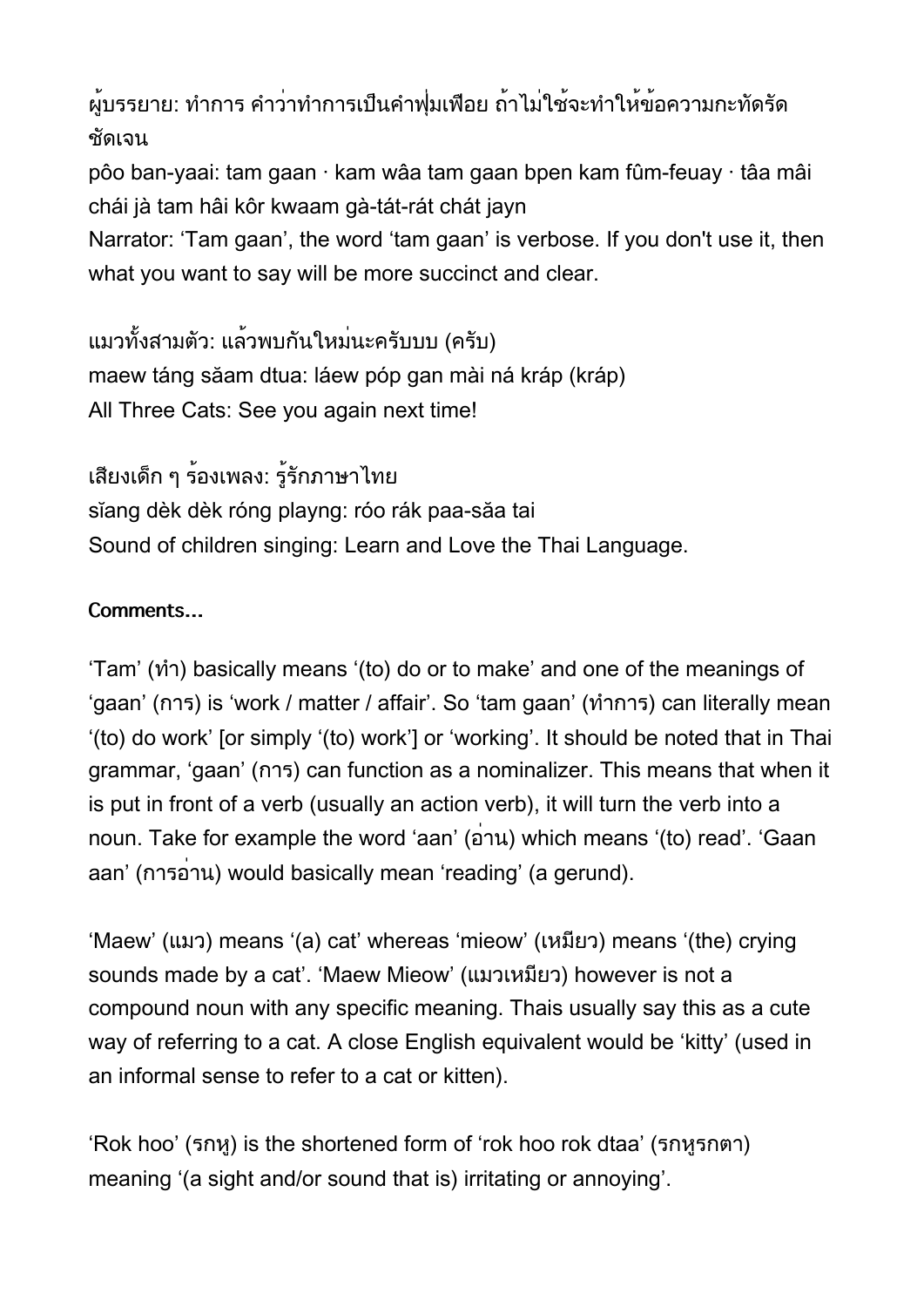ผู้บรรยาย: ทำการ คำว่าทำการเป็นคำฟุ่มเฟือย ถ้าไม่ใช้จะทำให้ข้อความกะทัดรัดชัดเจน
pôo ban-yaai: tam gaan · kam wâa tam gaan bpen kam fûm-feuay · tâa mâi chái jà tam hâi kôr kwaam gà-tát-rát chát jayn
Narrator: 'Tam gaan', the word 'tam gaan' is verbose. If you don't use it, then what you want to say will be more succinct and clear.

แมวทั้งสามตัว: แล้วพบกันใหม่นะครับบบ (ครับ)
maew táng săam dtua: láew póp gan mài ná kráp (kráp)
All Three Cats: See you again next time!

เสียงเด็ก ๆ ร้องเพลง: รู้รักภาษาไทย
sĭang dèk dèk róng playng: róo rák paa-săa tai
Sound of children singing: Learn and Love the Thai Language.

**Comments...**

'Tam' (ทำ) basically means '(to) do or to make' and one of the meanings of 'gaan' (การ) is 'work / matter / affair'. So 'tam gaan' (ทำการ) can literally mean '(to) do work' [or simply '(to) work'] or 'working'. It should be noted that in Thai grammar, 'gaan' (การ) can function as a nominalizer. This means that when it is put in front of a verb (usually an action verb), it will turn the verb into a noun. Take for example the word 'aan' (อ่าน) which means '(to) read'. 'Gaan aan' (การอ่าน) would basically mean 'reading' (a gerund).

'Maew' (แมว) means '(a) cat' whereas 'mieow' (เหมียว) means '(the) crying sounds made by a cat'. 'Maew Mieow' (แมวเหมียว) however is not a compound noun with any specific meaning. Thais usually say this as a cute way of referring to a cat. A close English equivalent would be 'kitty' (used in an informal sense to refer to a cat or kitten).

'Rok hoo' (รกหู) is the shortened form of 'rok hoo rok dtaa' (รกหูรกตา) meaning '(a sight and/or sound that is) irritating or annoying'.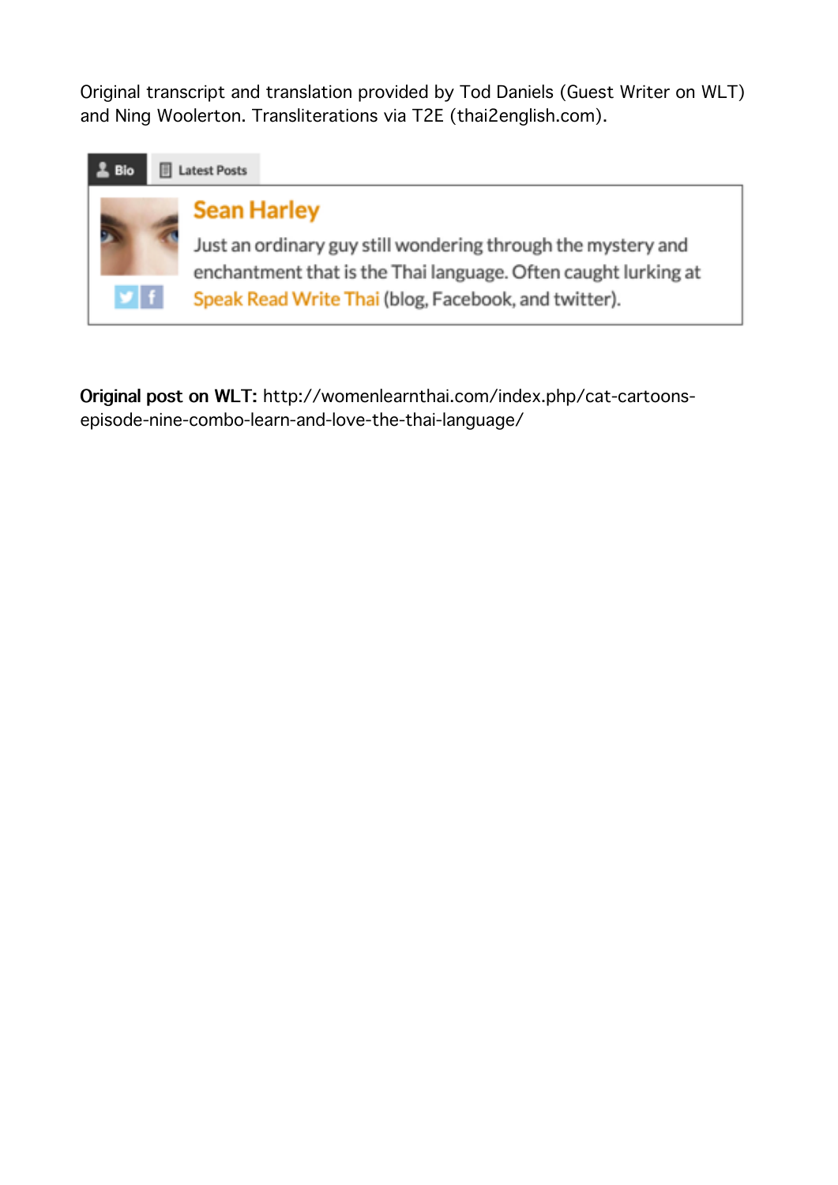Original transcript and translation provided by Tod Daniels (Guest Writer on WLT) and Ning Woolerton. Transliterations via T2E (thai2english.com).

Bio | Latest Posts

**Sean Harley**

Just an ordinary guy still wondering through the mystery and enchantment that is the Thai language. Often caught lurking at Speak Read Write Thai (blog, Facebook, and twitter).

**Original post on WLT:** http://womenlearnthai.com/index.php/cat-cartoons-episode-nine-combo-learn-and-love-the-thai-language/